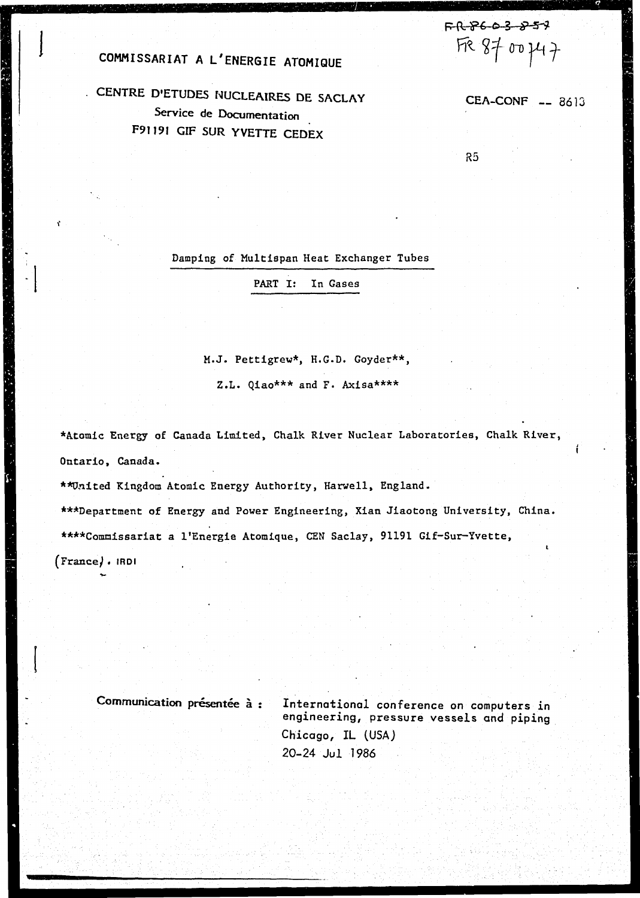FR 8603857

FR 8700747

COMMISSARIAT A L'ENERGIE ATOMIQUE

CENTRE D'ETUDES NUCLEAIRES DE SACLAY
Service de Documentation
F91191 GIF SUR YVETTE CEDEX

CEA-CONF -- 8613

R5

# Damping of Multispan Heat Exchanger Tubes

## PART I: In Gases

M.J. Pettigrew*, H.G.D. Goyder**,
Z.L. Qiao*** and F. Axisa****

*Atomic Energy of Canada Limited, Chalk River Nuclear Laboratories, Chalk River, Ontario, Canada.

**United Kingdom Atomic Energy Authority, Harwell, England.

***Department of Energy and Power Engineering, Xian Jiaotong University, China.

****Commissariat a l'Energie Atomique, CEN Saclay, 91191 Gif-Sur-Yvette, (France). IRDI

Communication présentée à : International conference on computers in engineering, pressure vessels and piping
Chicago, IL (USA)
20-24 Jul 1986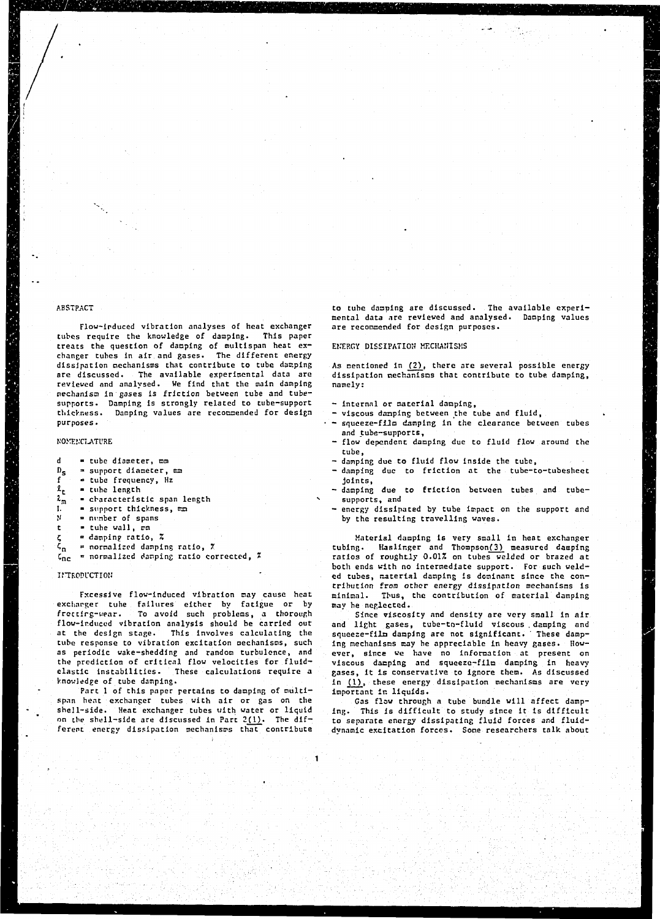## ABSTRACT

Flow-induced vibration analyses of heat exchanger tubes require the knowledge of damping. This paper treats the question of damping of multispan heat exchanger tubes in air and gases. The different energy dissipation mechanisms that contribute to tube damping are discussed. The available experimental data are reviewed and analysed. We find that the main damping mechanism in gases is friction between tube and tube-supports. Damping is strongly related to tube-support thickness. Damping values are recommended for design purposes.

## NOMENCLATURE

- $d$ = tube diameter, mm
- $D_s$ = support diameter, mm
- $f$ = tube frequency, Hz
- $\ell_t$ = tube length
- $\ell_m$ = characteristic span length
- $L$ = support thickness, mm
- $N$ = number of spans
- $t$ = tube wall, mm
- $\zeta$ = damping ratio, %
- $\zeta_n$ = normalized damping ratio, %
- $\zeta_{nc}$ = normalized damping ratio corrected, %

## INTRODUCTION

Excessive flow-induced vibration may cause heat exchanger tube failures either by fatigue or by fretting-wear. To avoid such problems, a thorough flow-induced vibration analysis should be carried out at the design stage. This involves calculating the tube response to vibration excitation mechanisms, such as periodic wake-shedding and random turbulence, and the prediction of critical flow velocities for fluid-elastic instabilities. These calculations require a knowledge of tube damping.

Part 1 of this paper pertains to damping of multi-span heat exchanger tubes with air or gas on the shell-side. Heat exchanger tubes with water or liquid on the shell-side are discussed in Part 2(1). The different energy dissipation mechanisms that contribute to tube damping are discussed. The available experimental data are reviewed and analysed. Damping values are recommended for design purposes.

## ENERGY DISSIPATION MECHANISMS

As mentioned in (2), there are several possible energy dissipation mechanisms that contribute to tube damping, namely:

- internal or material damping,
- viscous damping between the tube and fluid,
- squeeze-film damping in the clearance between tubes and tube-supports,
- flow dependent damping due to fluid flow around the tube,
- damping due to fluid flow inside the tube,
- damping due to friction at the tube-to-tubesheet joints,
- damping due to friction between tubes and tube-supports, and
- energy dissipated by tube impact on the support and by the resulting travelling waves.

Material damping is very small in heat exchanger tubing. Haslinger and Thompson(3) measured damping ratios of roughly 0.01% on tubes welded or brazed at both ends with no intermediate support. For such welded tubes, material damping is dominant since the contribution from other energy dissipation mechanisms is minimal. Thus, the contribution of material damping may be neglected.

Since viscosity and density are very small in air and light gases, tube-to-fluid viscous damping and squeeze-film damping are not significant. These damping mechanisms may be appreciable in heavy gases. However, since we have no information at present on viscous damping and squeeze-film damping in heavy gases, it is conservative to ignore them. As discussed in (1), these energy dissipation mechanisms are very important in liquids.

Gas flow through a tube bundle will affect damping. This is difficult to study since it is difficult to separate energy dissipating fluid forces and fluid-dynamic excitation forces. Some researchers talk about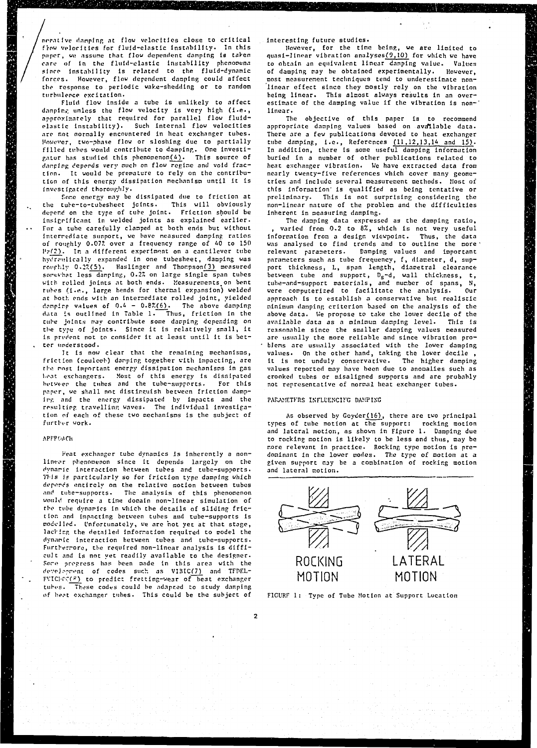nerative damping at flow velocities close to critical flow velocities for fluid-elastic instability. In this paper, we assume that flow dependent damping is taken care of in the fluid-elastic instability phenomena since instability is related to the fluid-dynamic forces. However, flow dependent damping could affect the response to periodic wake-shedding or to random turbulence excitation.

Fluid flow inside a tube is unlikely to affect damping unless the flow velocity is very high (i.e., approximately that required for parallel flow fluid-elastic instability). Such internal flow velocities are not normally encountered in heat exchanger tubes. However, two-phase flow or sloshing due to partially filled tubes would contribute to damping. One investigator has studied this phenomenon(4). This source of damping depends very much on flow regime and void fraction. It would be premature to rely on the contribution of this energy dissipation mechanism until it is investigated thoroughly.

Some energy may be dissipated due to friction at the tube-to-tubesheet joints. This will obviously depend on the type of tube joint. Friction should be insignificant in welded joints as explained earlier. For a tube carefully clamped at both ends but without intermediate support, we have measured damping ratios of roughly 0.07% over a frequency range of 40 to 150 Hz(2). In a different experiment on a cantilever tube hydraulically expanded in one tubesheet, damping was roughly 0.2%(5). Haslinger and Thompson(3) measured somewhat less damping, 0.2% on large single span tubes with rolled joints at both ends. Measurements on bent tubes (i.e., large bends for thermal expansion) welded at both ends with an intermediate rolled joint, yielded damping values of 0.4 - 0.8%(6). The above damping data is outlined in Table 1. Thus, friction in the tube joints may contribute some damping depending on the type of joints. Since it is relatively small, it is prudent not to consider it at least until it is better understood.

It is now clear that the remaining mechanisms, friction (coulomb) damping together with impacting, are the most important energy dissipation mechanisms in gas heat exchangers. Most of this energy is dissipated between the tubes and the tube-supports. For this paper, we shall not distinguish between friction damping and the energy dissipated by impacts and the resulting travelling waves. The individual investigation of each of these two mechanisms is the subject of further work.

## APPROACH

Heat exchanger tube dynamics is inherently a non-linear phenomenon since it depends largely on the dynamic interaction between tubes and tube-supports. This is particularly so for friction type damping which depends entirely on the relative motion between tubes and tube-supports. The analysis of this phenomenon would require a time domain non-linear simulation of the tube dynamics in which the details of sliding friction and impacting between tubes and tube-supports is modelled. Unfortunately, we are not yet at that stage, lacking the detailed information required to model the dynamic interaction between tubes and tube-supports. Furthermore, the required non-linear analysis is difficult and is not yet readily available to the designer. Some progress has been made in this area with the development of codes such as VIBIC(7) and TFDEL-FVICHOC(8) to predict fretting-wear of heat exchanger tubes. These codes could be adapted to study damping of heat exchanger tubes. This could be the subject of interesting future studies.

However, for the time being, we are limited to quasi-linear vibration analyses(9,10) for which we have to obtain an equivalent linear damping value. Values of damping may be obtained experimentally. However, most measurement techniques tend to underestimate non-linear effect since they mostly rely on the vibration being linear. This almost always results in an overestimate of the damping value if the vibration is non-linear.

The objective of this paper is to recommend appropriate damping values based on available data. There are a few publications devoted to heat exchanger tube damping, i.e., References (11,12,13,14 and 15). In addition, there is some useful damping information buried in a number of other publications related to heat exchanger vibration. We have extracted data from nearly twenty-five references which cover many geometries and include several measurement methods. Most of this information is qualified as being tentative or preliminary. This is not surprising considering the non-linear nature of the problem and the difficulties inherent in measuring damping.

The damping data expressed as the damping ratio, , varied from 0.2 to 8%, which is not very useful information from a design viewpoint. Thus, the data was analysed to find trends and to outline the more relevant parameters. Damping values and important parameters such as tube frequency, f, diameter, d, support thickness, L, span length, diametral clearance between tube and support, $D_s$-d, wall thickness, t, tube-and-support materials, and number of spans, N, were computerized to facilitate the analysis. Our approach is to establish a conservative but realistic minimum damping criterion based on the analysis of the above data. We propose to take the lower decile of the available data as a minimum damping level. This is reasonable since the smaller damping values measured are usually the more reliable and since vibration problems are usually associated with the lower damping values. On the other hand, taking the lower decile, it is not unduly conservative. The higher damping values reported may have been due to anomalies such as crooked tubes or misaligned supports and are probably not representative of normal heat exchanger tubes.

## PARAMETERS INFLUENCING DAMPING

As observed by Goyder(16), there are two principal types of tube motion at the support: rocking motion and lateral motion, as shown in Figure 1. Damping due to rocking motion is likely to be less and thus, may be more relevant in practice. Rocking type motion is predominant in the lower modes. The type of motion at a given support may be a combination of rocking motion and lateral motion.

ROCKING MOTION LATERAL MOTION

FIGURE 1: Type of Tube Motion at Support Location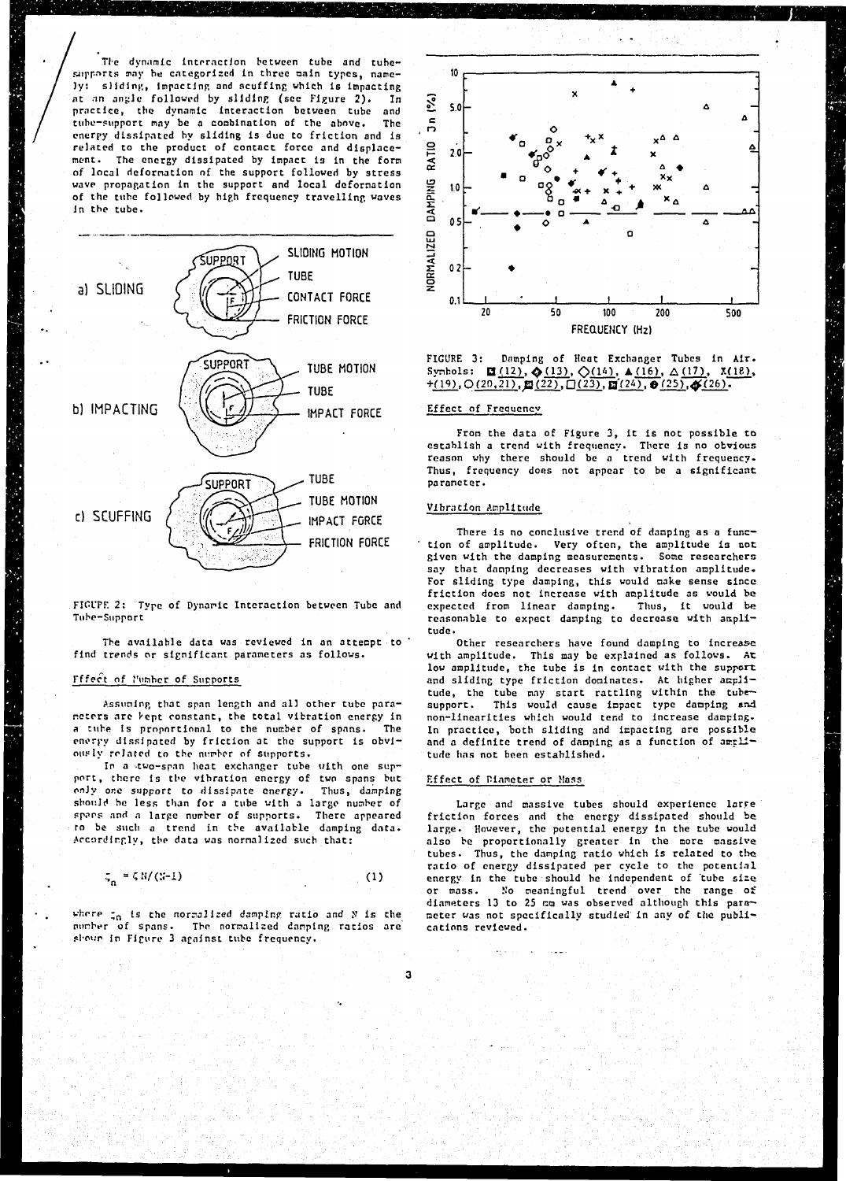The dynamic interaction between tube and tube-supports may be categorized in three main types, namely: sliding, impacting and scuffing which is impacting at an angle followed by sliding (see Figure 2). In practice, the dynamic interaction between tube and tube-support may be a combination of the above. The energy dissipated by sliding is due to friction and is related to the product of contact force and displacement. The energy dissipated by impact is in the form of local deformation of the support followed by stress wave propagation in the support and local deformation of the tube followed by high frequency travelling waves in the tube.

FIGURE 2: Type of Dynamic Interaction between Tube and Tube-Support

The available data was reviewed in an attempt to find trends or significant parameters as follows.

### Effect of Number of Supports

Assuming that span length and all other tube parameters are kept constant, the total vibration energy in a tube is proportional to the number of spans. The energy dissipated by friction at the support is obviously related to the number of supports.

In a two-span heat exchanger tube with one support, there is the vibration energy of two spans but only one support to dissipate energy. Thus, damping should be less than for a tube with a large number of spans and a large number of supports. There appeared to be such a trend in the available damping data. Accordingly, the data was normalized such that:

$$\zeta_n = \zeta N/(N-1) \qquad (1)$$

where $\zeta_n$ is the normalized damping ratio and $N$ is the number of spans. The normalized damping ratios are shown in Figure 3 against tube frequency.

FIGURE 3: Damping of Heat Exchanger Tubes in Air. Symbols: ◘(12), ◆(13), ◇(14), ▲(16), △(17), X(18), +(19), ○(20,21), ◘(22), □(23), ◘(24), ●(25), ◆(26).

### Effect of Frequency

From the data of Figure 3, it is not possible to establish a trend with frequency. There is no obvious reason why there should be a trend with frequency. Thus, frequency does not appear to be a significant parameter.

### Vibration Amplitude

There is no conclusive trend of damping as a function of amplitude. Very often, the amplitude is not given with the damping measurements. Some researchers say that damping decreases with vibration amplitude. For sliding type damping, this would make sense since friction does not increase with amplitude as would be expected from linear damping. Thus, it would be reasonable to expect damping to decrease with amplitude.

Other researchers have found damping to increase with amplitude. This may be explained as follows. At low amplitude, the tube is in contact with the support and sliding type friction dominates. At higher amplitude, the tube may start rattling within the tube-support. This would cause impact type damping and non-linearities which would tend to increase damping. In practice, both sliding and impacting are possible and a definite trend of damping as a function of amplitude has not been established.

### Effect of Diameter or Mass

Large and massive tubes should experience large friction forces and the energy dissipated should be large. However, the potential energy in the tube would also be proportionally greater in the more massive tubes. Thus, the damping ratio which is related to the ratio of energy dissipated per cycle to the potential energy in the tube should be independent of tube size or mass. No meaningful trend over the range of diameters 13 to 25 mm was observed although this parameter was not specifically studied in any of the publications reviewed.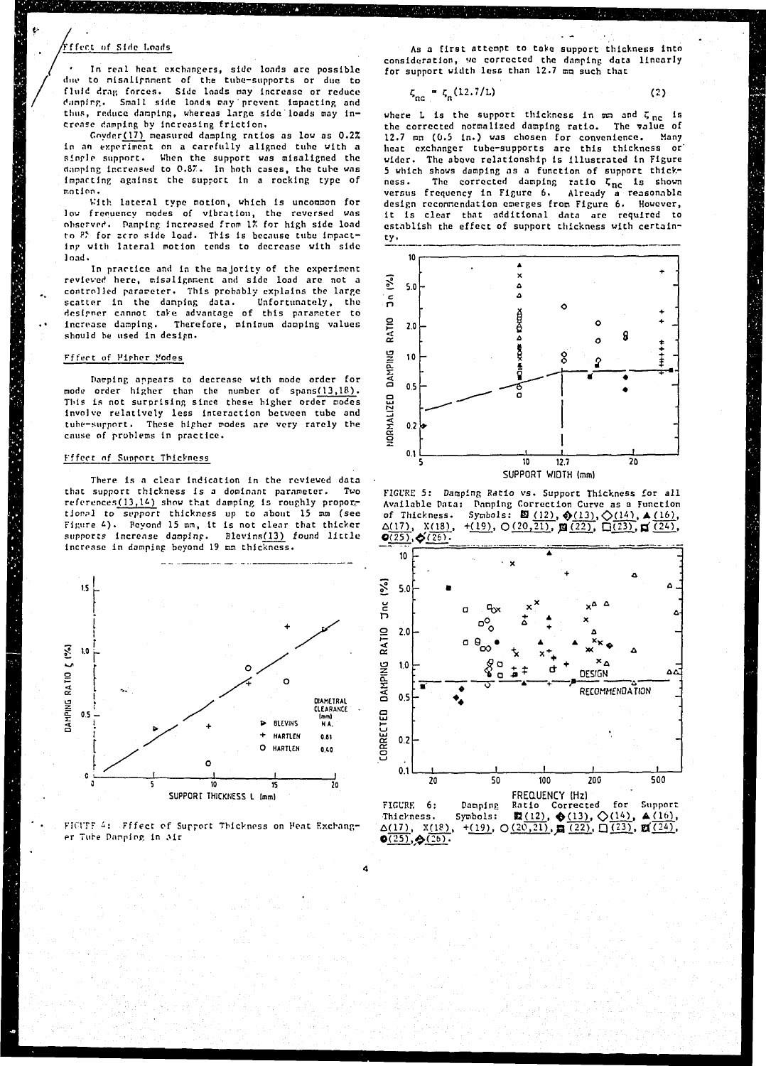### Effect of Side Loads

In real heat exchangers, side loads are possible due to misalignment of the tube-supports or due to fluid drag forces. Side loads may increase or reduce damping. Small side loads may prevent impacting and thus, reduce damping, whereas large side loads may increase damping by increasing friction.

Goyder(17) measured damping ratios as low as 0.2% in an experiment on a carefully aligned tube with a single support. When the support was misaligned the damping increased to 0.8%. In both cases, the tube was impacting against the support in a rocking type of motion.

With lateral type motion, which is uncommon for low frequency modes of vibration, the reversed was observed. Damping increased from 1% for high side load to 3% for zero side load. This is because tube impacting with lateral motion tends to decrease with side load.

In practice and in the majority of the experiment reviewed here, misalignment and side load are not a controlled parameter. This probably explains the large scatter in the damping data. Unfortunately, the designer cannot take advantage of this parameter to increase damping. Therefore, minimum damping values should be used in design.

### Effect of Higher Modes

Damping appears to decrease with mode order for mode order higher than the number of spans(13,18). This is not surprising since these higher order modes involve relatively less interaction between tube and tube-support. These higher modes are very rarely the cause of problems in practice.

### Effect of Support Thickness

There is a clear indication in the reviewed data that support thickness is a dominant parameter. Two references(13,14) show that damping is roughly proportional to support thickness up to about 15 mm (see Figure 4). Beyond 15 mm, it is not clear that thicker supports increase damping. Blevins(13) found little increase in damping beyond 19 mm thickness.

FIGURE 4: Effect of Support Thickness on Heat Exchanger Tube Damping in Air

As a first attempt to take support thickness into consideration, we corrected the damping data linearly for support width less than 12.7 mm such that

$$\zeta_{nc} = \zeta_n (12.7/L) \tag{2}$$

where $L$ is the support thickness in mm and $\zeta_{nc}$ is the corrected normalized damping ratio. The value of 12.7 mm (0.5 in.) was chosen for convenience. Many heat exchanger tube-supports are this thickness or wider. The above relationship is illustrated in Figure 5 which shows damping as a function of support thickness. The corrected damping ratio $\zeta_{nc}$ is shown versus frequency in Figure 6. Already a reasonable design recommendation emerges from Figure 6. However, it is clear that additional data are required to establish the effect of support thickness with certainty.

FIGURE 5: Damping Ratio vs. Support Thickness for all Available Data: Damping Correction Curve as a Function of Thickness. Symbols: (12), (13), ◇(14), ▲(16), △(17), X(18), +(19), ○(20,21), (22), □(23), (24), ●(25), (26).

FIGURE 6: Damping Ratio Corrected for Support Thickness. Symbols: (12), (13), ◇(14), ▲(16), △(17), X(18), +(19), ○(20,21), (22), □(23), (24), ●(25), (26).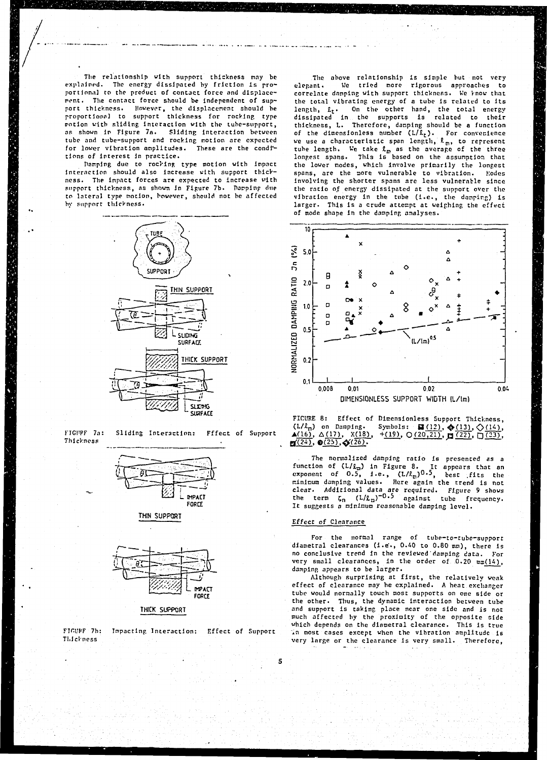The relationship with support thickness may be explained. The energy dissipated by friction is proportional to the product of contact force and displacement. The contact force should be independent of support thickness. However, the displacement should be proportional to support thickness for rocking type motion with sliding interaction with the tube-support, as shown in Figure 7a. Sliding interaction between tube and tube-support and rocking motion are expected for lower vibration amplitudes. These are the conditions of interest in practice.

Damping due to rocking type motion with impact interaction should also increase with support thickness. The impact forces are expected to increase with support thickness, as shown in Figure 7b. Damping due to lateral type motion, however, should not be affected by support thickness.

FIGURE 7a: Sliding Interaction: Effect of Support Thickness

FIGURE 7b: Impacting Interaction: Effect of Support Thickness

The above relationship is simple but not very elegant. We tried more rigorous approaches to correlate damping with support thickness. We know that the total vibrating energy of a tube is related to its length, $\ell_t$. On the other hand, the total energy dissipated in the supports is related to their thickness, L. Therefore, damping should be a function of the dimensionless number $(L/\ell_t)$. For convenience we use a characteristic span length, $\ell_m$, to represent tube length. We take $\ell_m$ as the average of the three longest spans. This is based on the assumption that the lower modes, which involve primarily the longest spans, are the more vulnerable to vibration. Modes involving the shorter spans are less vulnerable since the ratio of energy dissipated at the support over the vibration energy in the tube (i.e., the damping) is larger. This is a crude attempt at weighing the effect of mode shape in the damping analyses.

FIGURE 8: Effect of Dimensionless Support Thickness, $(L/\ell_m)$ on Damping. Symbols: ■(12), ◈(13), ◇(14), ▲(16), △(17), X(18), +(19), ○(20,21), ◻(22), □(23), ■(24), ●(25), ◈(26).

The normalized damping ratio is presented as a function of $(L/\ell_m)$ in Figure 8. It appears that an exponent of 0.5, i.e., $(L/\ell_m)^{0.5}$, best fits the minimum damping values. Here again the trend is not clear. Additional data are required. Figure 9 shows the term $\zeta_n \; (L/\ell_m)^{-0.5}$ against tube frequency. It suggests a minimum reasonable damping level.

### Effect of Clearance

For the normal range of tube-to-tube-support diametral clearances (i.e., 0.40 to 0.80 mm), there is no conclusive trend in the reviewed damping data. For very small clearances, in the order of 0.20 mm(14), damping appears to be larger.

Although surprising at first, the relatively weak effect of clearance may be explained. A heat exchanger tube would normally touch most supports on one side or the other. Thus, the dynamic interaction between tube and support is taking place near one side and is not much affected by the proximity of the opposite side which depends on the diametral clearance. This is true in most cases except when the vibration amplitude is very large or the clearance is very small. Therefore,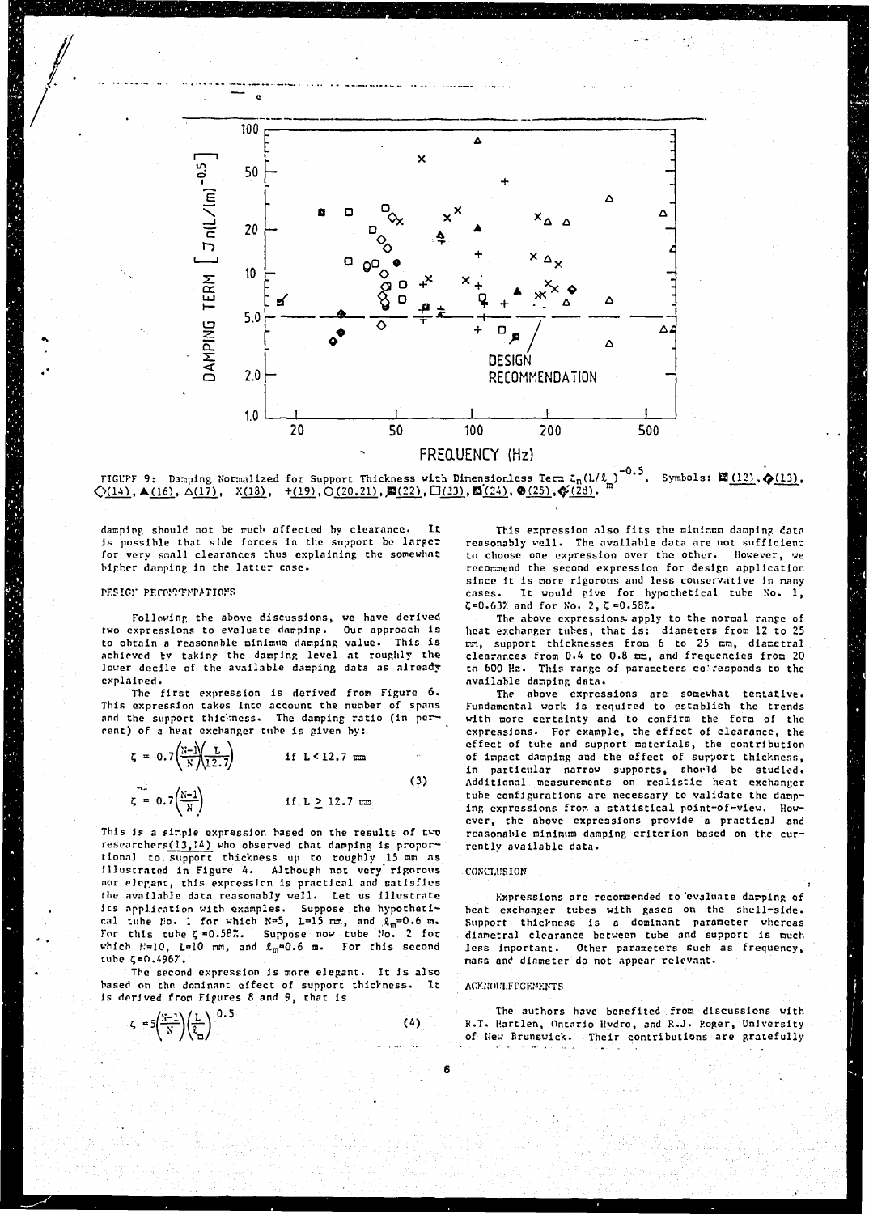FIGURE 9: Damping Normalized for Support Thickness with Dimensionless Term $\zeta_n(L/\ell_m)^{-0.5}$. Symbols: ■(12), ◆(13), ◇(14), ▲(16), △(17), X(18), +(19), O(20,21), ■(22), □(23), ■(24), ●(25), ◆(28).

damping should not be much affected by clearance. It is possible that side forces in the support be larger for very small clearances thus explaining the somewhat higher damping in the latter case.

## DESIGN RECOMMENDATIONS

Following the above discussions, we have derived two expressions to evaluate damping. Our approach is to obtain a reasonable minimum damping value. This is achieved by taking the damping level at roughly the lower decile of the available damping data as already explained.

The first expression is derived from Figure 6. This expression takes into account the number of spans and the support thickness. The damping ratio (in percent) of a heat exchanger tube is given by:

$$\zeta = 0.7\left(\frac{N-1}{N}\right)\left(\frac{L}{12.7}\right) \qquad \text{if } L < 12.7 \text{ mm}$$

$$\zeta = 0.7\left(\frac{N-1}{N}\right) \qquad \text{if } L \geq 12.7 \text{ mm} \tag{3}$$

This is a simple expression based on the results of two researchers(13,14) who observed that damping is proportional to support thickness up to roughly 15 mm as illustrated in Figure 4. Although not very rigorous nor elegant, this expression is practical and satisfies the available data reasonably well. Let us illustrate its application with examples. Suppose the hypothetical tube No. 1 for which $N=5$, $L=15$ mm, and $\ell_m=0.6$ m. For this tube $\zeta=0.58\%$. Suppose now tube No. 2 for which $N=10$, $L=10$ mm, and $\ell_m=0.6$ m. For this second tube $\zeta=0.496\%$.

The second expression is more elegant. It is also based on the dominant effect of support thickness. It is derived from Figures 8 and 9, that is

$$\zeta = 5\left(\frac{N-1}{N}\right)\left(\frac{L}{\ell_m}\right)^{0.5} \tag{4}$$

This expression also fits the minimum damping data reasonably well. The available data are not sufficient to choose one expression over the other. However, we recommend the second expression for design application since it is more rigorous and less conservative in many cases. It would give for hypothetical tube No. 1, $\zeta=0.63\%$ and for No. 2, $\zeta=0.58\%$.

The above expressions apply to the normal range of heat exchanger tubes, that is: diameters from 12 to 25 mm, support thicknesses from 6 to 25 mm, diametral clearances from 0.4 to 0.8 mm, and frequencies from 20 to 600 Hz. This range of parameters corresponds to the available damping data.

The above expressions are somewhat tentative. Fundamental work is required to establish the trends with more certainty and to confirm the form of the expressions. For example, the effect of clearance, the effect of tube and support materials, the contribution of impact damping and the effect of support thickness, in particular narrow supports, should be studied. Additional measurements on realistic heat exchanger tube configurations are necessary to validate the damping expressions from a statistical point-of-view. However, the above expressions provide a practical and reasonable minimum damping criterion based on the currently available data.

## CONCLUSION

Expressions are recommended to evaluate damping of heat exchanger tubes with gases on the shell-side. Support thickness is a dominant parameter whereas diametral clearance between tube and support is much less important. Other parameters such as frequency, mass and diameter do not appear relevant.

## ACKNOWLEDGEMENTS

The authors have benefited from discussions with R.T. Hartlen, Ontario Hydro, and R.J. Rogers, University of New Brunswick. Their contributions are gratefully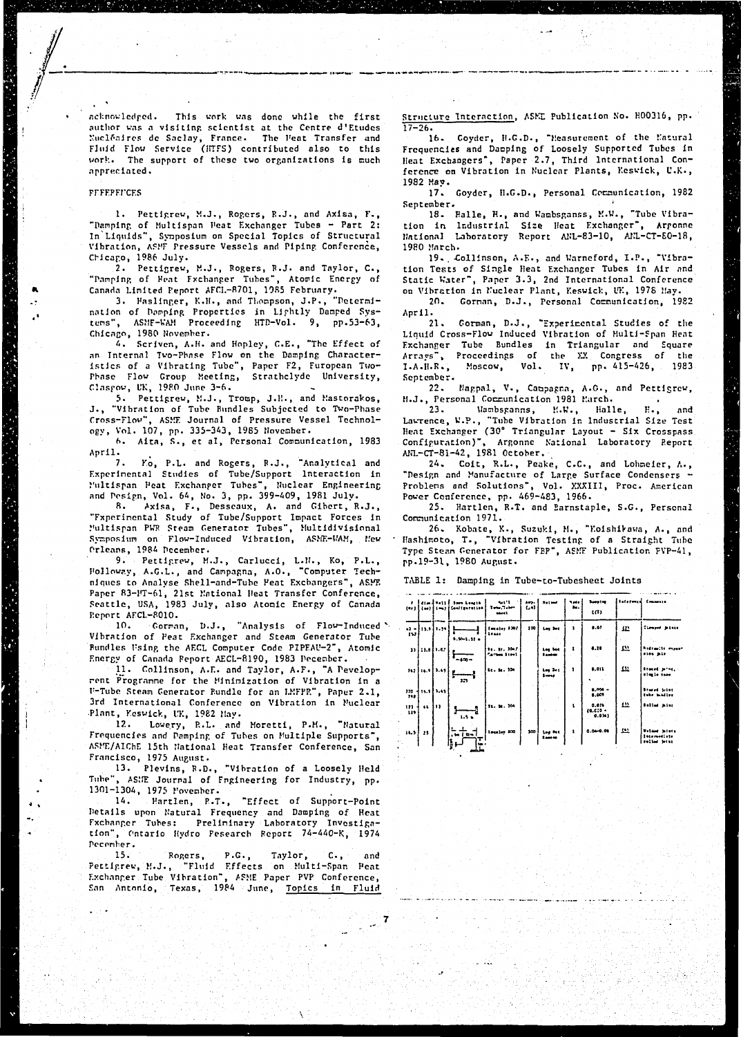acknowledged. This work was done while the first author was a visiting scientist at the Centre d'Etudes Nucléaires de Saclay, France. The Heat Transfer and Fluid Flow Service (HTFS) contributed also to this work. The support of these two organizations is much appreciated.

## REFERENCES

1. Pettigrew, M.J., Rogers, R.J., and Axisa, F., "Damping of Multispan Heat Exchanger Tubes - Part 2: In Liquids", Symposium on Special Topics of Structural Vibration, ASME Pressure Vessels and Piping Conference, Chicago, 1986 July.

2. Pettigrew, M.J., Rogers, R.J. and Taylor, C., "Damping of Heat Exchanger Tubes", Atomic Energy of Canada Limited Report AECL-8701, 1985 February.

3. Haslinger, K.H., and Thompson, J.P., "Determination of Damping Properties in Lightly Damped Systems", ASME-WAM Proceeding HTD-Vol. 9, pp.53-63, Chicago, 1980 November.

4. Scriven, A.H. and Hopley, G.E., "The Effect of an Internal Two-Phase Flow on the Damping Characteristics of a Vibrating Tube", Paper F2, European Two-Phase Flow Group Meeting, Strathclyde University, Glasgow, UK, 1980 June 3-6.

5. Pettigrew, M.J., Tromp, J.H., and Mastorakos, J., "Vibration of Tube Bundles Subjected to Two-Phase Cross-Flow", ASME Journal of Pressure Vessel Technology, Vol. 107, pp. 335-343, 1985 November.

6. Aita, S., et al, Personal Communication, 1983 April.

7. Ko, P.L. and Rogers, R.J., "Analytical and Experimental Studies of Tube/Support Interaction in Multispan Heat Exchanger Tubes", Nuclear Engineering and Design, Vol. 64, No. 3, pp. 399-409, 1981 July.

8. Axisa, F., Desseaux, A. and Gibert, R.J., "Experimental Study of Tube/Support Impact Forces in Multispan PWR Steam Generator Tubes", Multidivisional Symposium on Flow-Induced Vibration, ASME-WAM, New Orleans, 1984 December.

9. Pettigrew, M.J., Carlucci, L.N., Ko, P.L., Holloway, A.G.L., and Campagna, A.O., "Computer Techniques to Analyse Shell-and-Tube Heat Exchangers", ASME Paper 83-HT-61, 21st National Heat Transfer Conference, Seattle, USA, 1983 July, also Atomic Energy of Canada Report AECL-8010.

10. Gorman, D.J., "Analysis of Flow-Induced Vibration of Heat Exchanger and Steam Generator Tube Bundles Using the AECL Computer Code PIPEAU-2", Atomic Energy of Canada Report AECL-8190, 1983 December.

11. Collinson, A.E. and Taylor, A.F., "A Development Programme for the Minimization of Vibration in a U-Tube Steam Generator Bundle for an LMFBR", Paper 2.1, 3rd International Conference on Vibration in Nuclear Plant, Keswick, UK, 1982 May.

12. Lowery, R.L. and Moretti, P.M., "Natural Frequencies and Damping of Tubes on Multiple Supports", ASME/AIChE 15th National Heat Transfer Conference, San Francisco, 1975 August.

13. Blevins, R.D., "Vibration of a Loosely Held Tube", ASME Journal of Engineering for Industry, pp. 1301-1304, 1975 November.

14. Hartlen, R.T., "Effect of Support-Point Details upon Natural Frequency and Damping of Heat Exchanger Tubes: Preliminary Laboratory Investigation", Ontario Hydro Research Report 74-440-K, 1974 December.

15. Rogers, R.G., Taylor, C., and Pettigrew, M.J., "Fluid Effects on Multi-Span Heat Exchanger Tube Vibration", ASME Paper PVP Conference, San Antonio, Texas, 1984 June, Topics in Fluid Structure Interaction, ASME Publication No. H00316, pp. 17-26.

16. Goyder, H.G.D., "Measurement of the Natural Frequencies and Damping of Loosely Supported Tubes in Heat Exchangers", Paper 2.7, Third International Conference on Vibration in Nuclear Plants, Keswick, U.K., 1982 May.

17. Goyder, H.G.D., Personal Communication, 1982 September.

18. Halle, H., and Wambsganss, M.W., "Tube Vibration in Industrial Size Heat Exchanger", Argonne National Laboratory Report ANL-83-10, ANL-CT-80-18, 1980 March.

19. Collinson, A.E., and Warneford, I.P., "Vibration Tests of Single Heat Exchanger Tubes in Air and Static Water", Paper 3.3, 2nd International Conference on Vibration in Nuclear Plant, Keswick, UK, 1978 May.

20. Gorman, D.J., Personal Communication, 1982 April.

21. Gorman, D.J., "Experimental Studies of the Liquid Cross-Flow Induced Vibration of Multi-Span Heat Exchanger Tube Bundles in Triangular and Square Arrays", Proceedings of the XX Congress of the I.A.H.R., Moscow, Vol. IV, pp. 415-426, 1983 September.

22. Nappal, V., Campagna, A.O., and Pettigrew, M.J., Personal Communication 1981 March.

23. Wambsganss, M.W., Halle, H., and Lawrence, W.P., "Tube Vibration in Industrial Size Test Heat Exchanger (30° Triangular Layout - Six Crosspass Configuration)", Argonne National Laboratory Report ANL-CT-81-42, 1981 October.

24. Coit, R.L., Peake, C.C., and Lohmeier, A., "Design and Manufacture of Large Surface Condensers - Problems and Solutions", Vol. XXXIII, Proc. American Power Conference, pp. 469-483, 1966.

25. Hartlen, R.T. and Barnstaple, S.G., Personal Communication 1971.

26. Kobate, K., Suzuki, M., "Koishikawa, A., and Hashimoto, T., "Vibration Testing of a Straight Tube Type Steam Generator for FBR", ASME Publication PVP-41, pp.19-31, 1980 August.

TABLE 1: Damping in Tube-to-Tubesheet Joints

| f (Hz) | Diam (mm) | Wall (mm) | Span Length Configuration | Mat'l Tube/Tubesheet | Amp. (μm) | Method | Mode No. | Damping ζ(%) | Reference | Comments |
|---|---|---|---|---|---|---|---|---|---|---|
| 42 - 152 | 15.9 | 1.35 | 0.90-1.51 m | Inconel 600/Brass | 100 | Log Dec | 1 | 0.07 | (2) | Clamped joints |
| 33 | 13.0 | 1.02 | 600 | SS. St. 304/Carbon Steel | | Log Dec Random | 1 | 0.28 | (3) | Hydraulic expansion join |
| 262 | 16.9 | 3.42 | 325 | SS. St. 304 | | Log Dec Sweep | 1 | 0.015 | (3) | Brazed joint, single tube |
| 320 - 790 | 16.9 | 3.42 | | | | | | 0.004 - 0.009 | | Brazed joint tube bundles |
| 173 - 129 | 44 | 13 | 1.5 m | SS. St. 304 | | | 1 | 0.076 (0.020 - 0.036) | (3) | Rolled joint |
| 16.5 | 25 | | | Inconel 800 | 300 | Log Dec Random | 1 | 0.04-0.08 | (4) | Welded joints Intermediate roller joint |